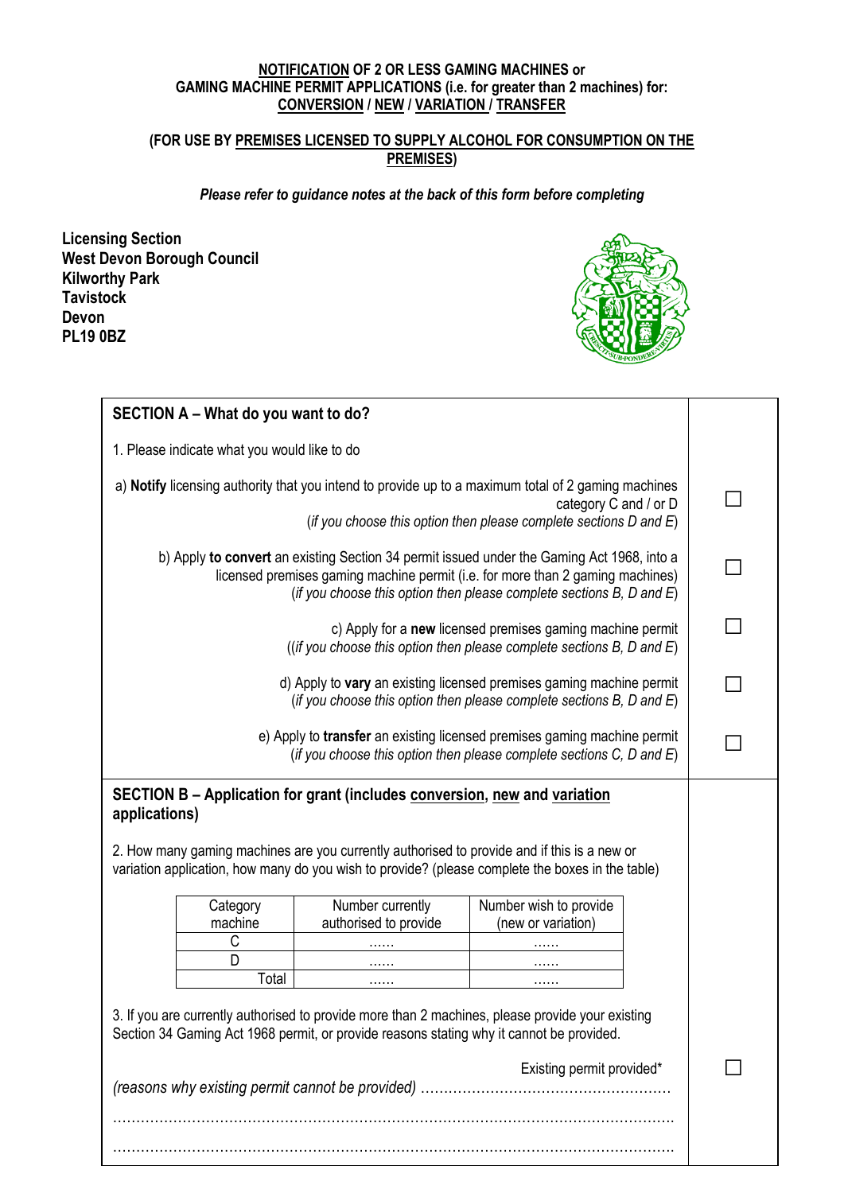**NOTIFICATION OF 2 OR LESS GAMING MACHINES or GAMING MACHINE PERMIT APPLICATIONS (i.e. for greater than 2 machines) for: CONVERSION / NEW / VARIATION / TRANSFER**

**(FOR USE BY PREMISES LICENSED TO SUPPLY ALCOHOL FOR CONSUMPTION ON THE PREMISES)**

***Please refer to guidance notes at the back of this form before completing***

**Licensing Section**
**West Devon Borough Council**
**Kilworthy Park**
**Tavistock**
**Devon**
**PL19 0BZ**

## SECTION A – What do you want to do?

1. Please indicate what you would like to do

a) **Notify** licensing authority that you intend to provide up to a maximum total of 2 gaming machines category C and / or D (*if you choose this option then please complete sections D and E*) ☐

b) Apply **to convert** an existing Section 34 permit issued under the Gaming Act 1968, into a licensed premises gaming machine permit (i.e. for more than 2 gaming machines) (*if you choose this option then please complete sections B, D and E*) ☐

c) Apply for a **new** licensed premises gaming machine permit ((*if you choose this option then please complete sections B, D and E*) ☐

d) Apply to **vary** an existing licensed premises gaming machine permit (*if you choose this option then please complete sections B, D and E*) ☐

e) Apply to **transfer** an existing licensed premises gaming machine permit (*if you choose this option then please complete sections C, D and E*) ☐

## SECTION B – Application for grant (includes conversion, new and variation applications)

2. How many gaming machines are you currently authorised to provide and if this is a new or variation application, how many do you wish to provide? (please complete the boxes in the table)

| Category machine | Number currently authorised to provide | Number wish to provide (new or variation) |
|---|---|---|
| C | …… | …… |
| D | …… | …… |
| Total | …… | …… |

3. If you are currently authorised to provide more than 2 machines, please provide your existing Section 34 Gaming Act 1968 permit, or provide reasons stating why it cannot be provided.

Existing permit provided* ☐

*(reasons why existing permit cannot be provided)* ………………………………………………

……………………………………………………………………………………………………………

……………………………………………………………………………………………………………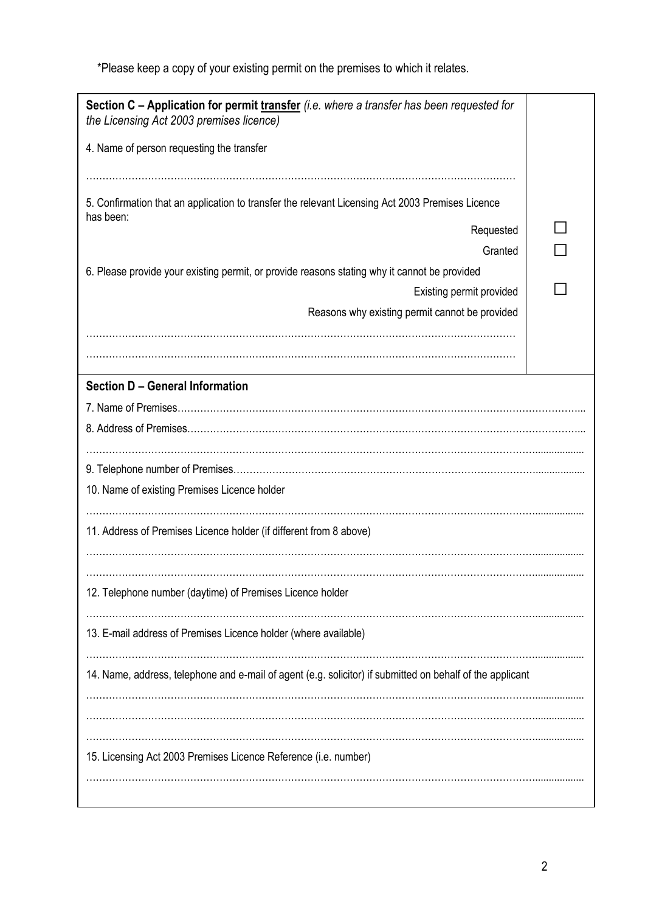*Please keep a copy of your existing permit on the premises to which it relates.

**Section C – Application for permit transfer** *(i.e. where a transfer has been requested for the Licensing Act 2003 premises licence)*

4. Name of person requesting the transfer

…………………………………………………………………………………………………………………

5. Confirmation that an application to transfer the relevant Licensing Act 2003 Premises Licence has been:

Requested ☐

Granted ☐

6. Please provide your existing permit, or provide reasons stating why it cannot be provided

Existing permit provided ☐

Reasons why existing permit cannot be provided

…………………………………………………………………………………………………………………

…………………………………………………………………………………………………………………

**Section D – General Information**

7. Name of Premises…………………………………………………………………………………………………

8. Address of Premises………………………………………………………………………………………………

…………………………………………………………………………………………………………………

9. Telephone number of Premises…………………………………………………………………………………

10. Name of existing Premises Licence holder

…………………………………………………………………………………………………………………

11. Address of Premises Licence holder (if different from 8 above)

…………………………………………………………………………………………………………………

…………………………………………………………………………………………………………………

12. Telephone number (daytime) of Premises Licence holder

…………………………………………………………………………………………………………………

13. E-mail address of Premises Licence holder (where available)

…………………………………………………………………………………………………………………

14. Name, address, telephone and e-mail of agent (e.g. solicitor) if submitted on behalf of the applicant

…………………………………………………………………………………………………………………

…………………………………………………………………………………………………………………

…………………………………………………………………………………………………………………

15. Licensing Act 2003 Premises Licence Reference (i.e. number)

…………………………………………………………………………………………………………………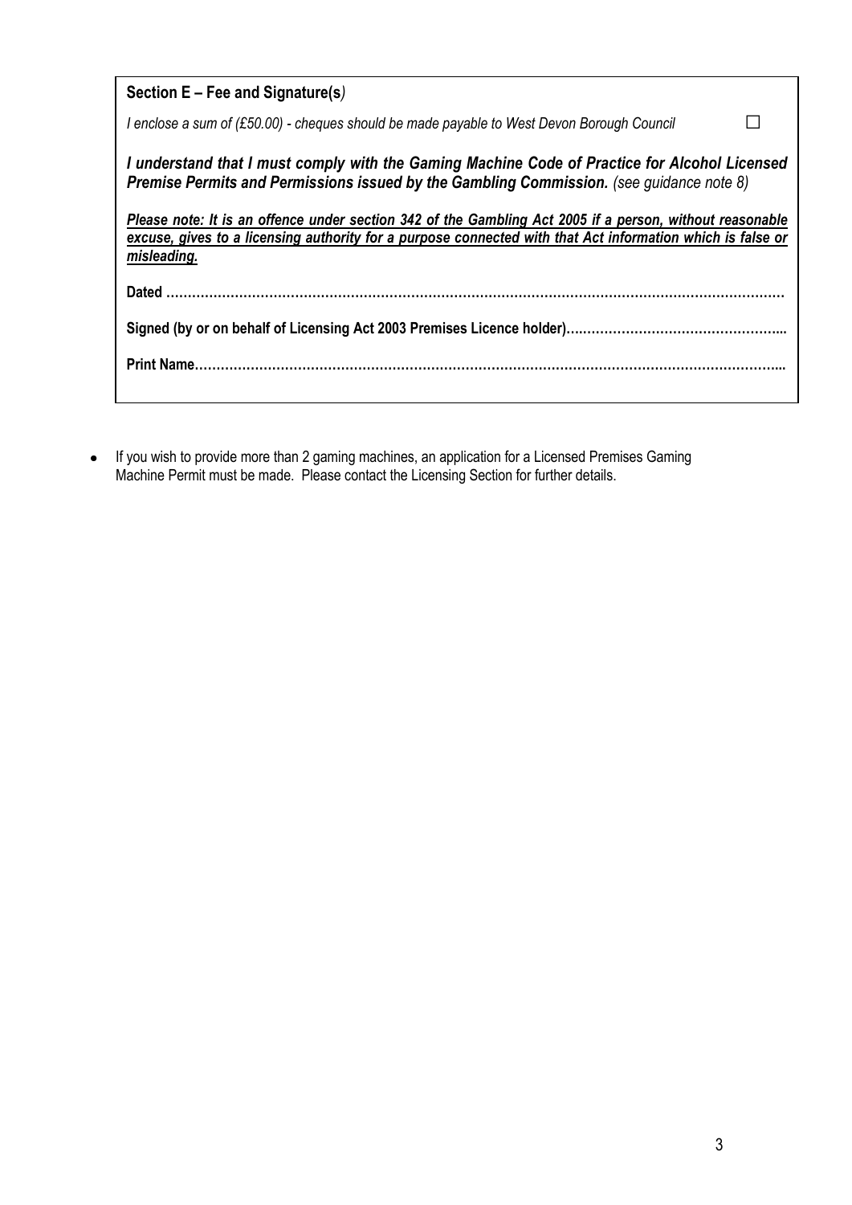**Section E – Fee and Signature(s**)

*I enclose a sum of (£50.00) - cheques should be made payable to West Devon Borough Council* ☐

***I understand that I must comply with the Gaming Machine Code of Practice for Alcohol Licensed Premise Permits and Permissions issued by the Gambling Commission.*** *(see guidance note 8)*

***Please note: It is an offence under section 342 of the Gambling Act 2005 if a person, without reasonable excuse, gives to a licensing authority for a purpose connected with that Act information which is false or misleading.***

**Dated ……………………………………………………………………………………………………………………………**

**Signed (by or on behalf of Licensing Act 2003 Premises Licence holder)…………………………………………...**

**Print Name……………………………………………………………………………………………………………………...**

- If you wish to provide more than 2 gaming machines, an application for a Licensed Premises Gaming Machine Permit must be made. Please contact the Licensing Section for further details.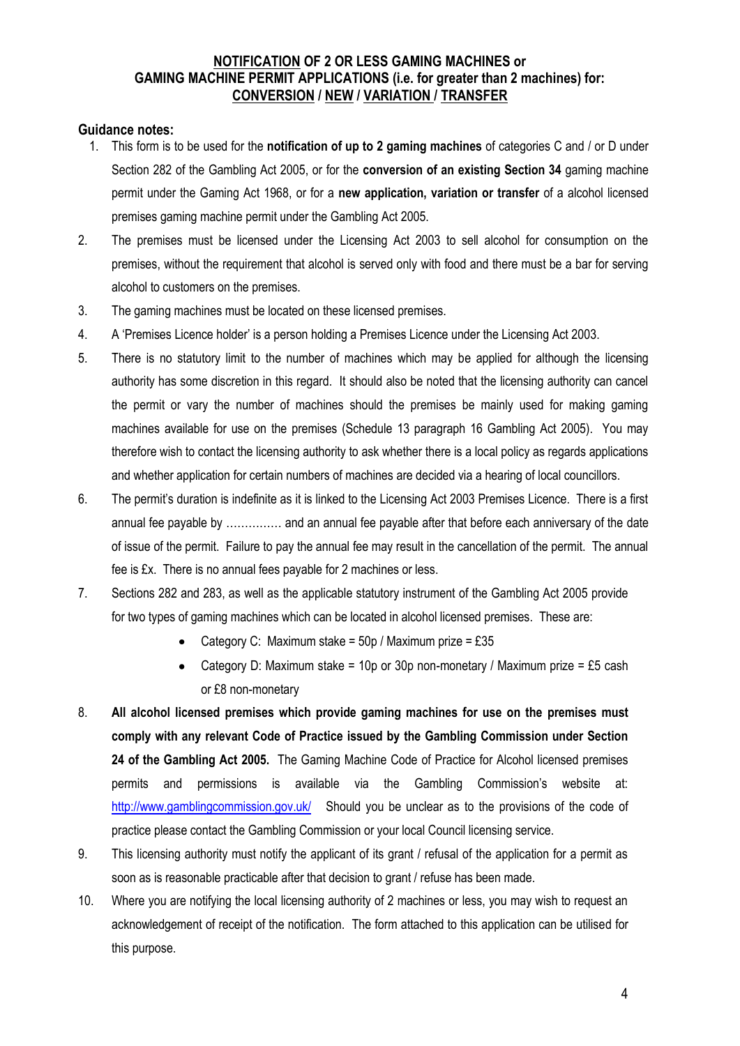**<u>NOTIFICATION</u> OF 2 OR LESS GAMING MACHINES or GAMING MACHINE PERMIT APPLICATIONS (i.e. for greater than 2 machines) for: <u>CONVERSION</u> / <u>NEW</u> / <u>VARIATION</u> / <u>TRANSFER</u>**

**Guidance notes:**

1. This form is to be used for the **notification of up to 2 gaming machines** of categories C and / or D under Section 282 of the Gambling Act 2005, or for the **conversion of an existing Section 34** gaming machine permit under the Gaming Act 1968, or for a **new application, variation or transfer** of a alcohol licensed premises gaming machine permit under the Gambling Act 2005.
2. The premises must be licensed under the Licensing Act 2003 to sell alcohol for consumption on the premises, without the requirement that alcohol is served only with food and there must be a bar for serving alcohol to customers on the premises.
3. The gaming machines must be located on these licensed premises.
4. A 'Premises Licence holder' is a person holding a Premises Licence under the Licensing Act 2003.
5. There is no statutory limit to the number of machines which may be applied for although the licensing authority has some discretion in this regard. It should also be noted that the licensing authority can cancel the permit or vary the number of machines should the premises be mainly used for making gaming machines available for use on the premises (Schedule 13 paragraph 16 Gambling Act 2005). You may therefore wish to contact the licensing authority to ask whether there is a local policy as regards applications and whether application for certain numbers of machines are decided via a hearing of local councillors.
6. The permit's duration is indefinite as it is linked to the Licensing Act 2003 Premises Licence. There is a first annual fee payable by …………… and an annual fee payable after that before each anniversary of the date of issue of the permit. Failure to pay the annual fee may result in the cancellation of the permit. The annual fee is £x. There is no annual fees payable for 2 machines or less.
7. Sections 282 and 283, as well as the applicable statutory instrument of the Gambling Act 2005 provide for two types of gaming machines which can be located in alcohol licensed premises. These are:
   - Category C: Maximum stake = 50p / Maximum prize = £35
   - Category D: Maximum stake = 10p or 30p non-monetary / Maximum prize = £5 cash or £8 non-monetary
8. **All alcohol licensed premises which provide gaming machines for use on the premises must comply with any relevant Code of Practice issued by the Gambling Commission under Section 24 of the Gambling Act 2005.** The Gaming Machine Code of Practice for Alcohol licensed premises permits and permissions is available via the Gambling Commission's website at: http://www.gamblingcommission.gov.uk/ Should you be unclear as to the provisions of the code of practice please contact the Gambling Commission or your local Council licensing service.
9. This licensing authority must notify the applicant of its grant / refusal of the application for a permit as soon as is reasonable practicable after that decision to grant / refuse has been made.
10. Where you are notifying the local licensing authority of 2 machines or less, you may wish to request an acknowledgement of receipt of the notification. The form attached to this application can be utilised for this purpose.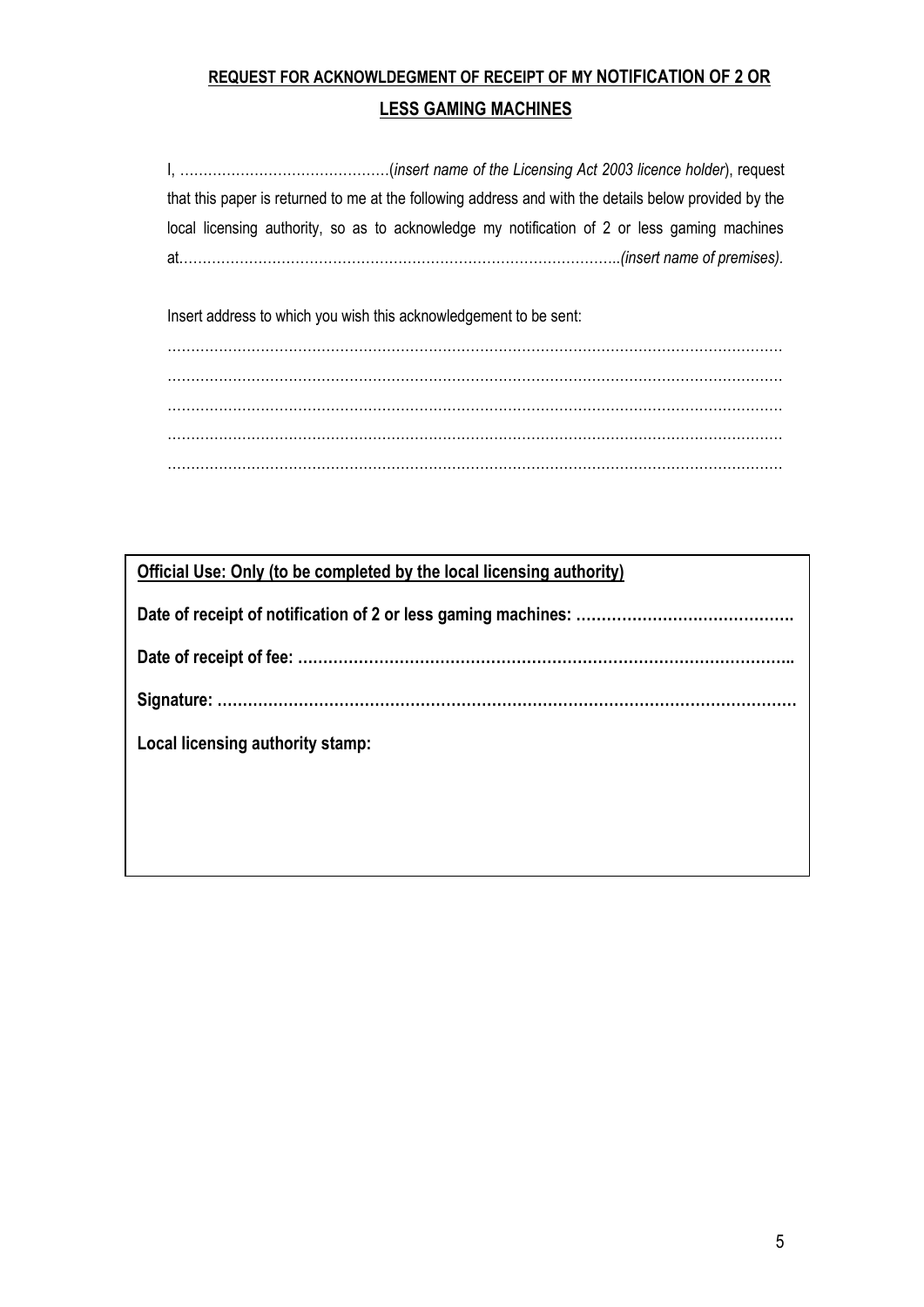## REQUEST FOR ACKNOWLDEGMENT OF RECEIPT OF MY NOTIFICATION OF 2 OR LESS GAMING MACHINES

I, ……………………………………(*insert name of the Licensing Act 2003 licence holder*), request that this paper is returned to me at the following address and with the details below provided by the local licensing authority, so as to acknowledge my notification of 2 or less gaming machines at…………………………………………………………………………………..*(insert name of premises).*

Insert address to which you wish this acknowledgement to be sent:

…………………………………………………………………………………………………………………

…………………………………………………………………………………………………………………

…………………………………………………………………………………………………………………

…………………………………………………………………………………………………………………

…………………………………………………………………………………………………………………

---

**Official Use: Only (to be completed by the local licensing authority)**

**Date of receipt of notification of 2 or less gaming machines: …………………………………….**

**Date of receipt of fee: ……………………………………………………………………………………..**

**Signature: ………………………………………………………………………………………………………**

**Local licensing authority stamp:**